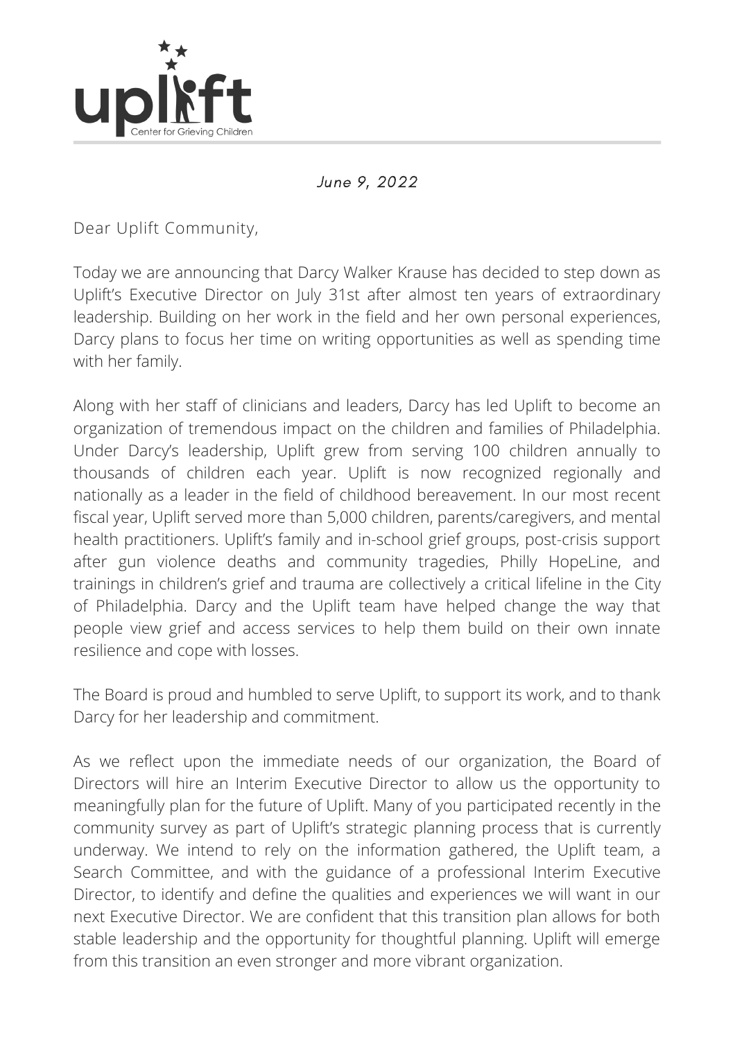uplift
Center for Grieving Children

*June 9, 2022*

Dear Uplift Community,

Today we are announcing that Darcy Walker Krause has decided to step down as Uplift's Executive Director on July 31st after almost ten years of extraordinary leadership. Building on her work in the field and her own personal experiences, Darcy plans to focus her time on writing opportunities as well as spending time with her family.

Along with her staff of clinicians and leaders, Darcy has led Uplift to become an organization of tremendous impact on the children and families of Philadelphia. Under Darcy's leadership, Uplift grew from serving 100 children annually to thousands of children each year. Uplift is now recognized regionally and nationally as a leader in the field of childhood bereavement. In our most recent fiscal year, Uplift served more than 5,000 children, parents/caregivers, and mental health practitioners. Uplift's family and in-school grief groups, post-crisis support after gun violence deaths and community tragedies, Philly HopeLine, and trainings in children's grief and trauma are collectively a critical lifeline in the City of Philadelphia. Darcy and the Uplift team have helped change the way that people view grief and access services to help them build on their own innate resilience and cope with losses.

The Board is proud and humbled to serve Uplift, to support its work, and to thank Darcy for her leadership and commitment.

As we reflect upon the immediate needs of our organization, the Board of Directors will hire an Interim Executive Director to allow us the opportunity to meaningfully plan for the future of Uplift. Many of you participated recently in the community survey as part of Uplift's strategic planning process that is currently underway. We intend to rely on the information gathered, the Uplift team, a Search Committee, and with the guidance of a professional Interim Executive Director, to identify and define the qualities and experiences we will want in our next Executive Director. We are confident that this transition plan allows for both stable leadership and the opportunity for thoughtful planning. Uplift will emerge from this transition an even stronger and more vibrant organization.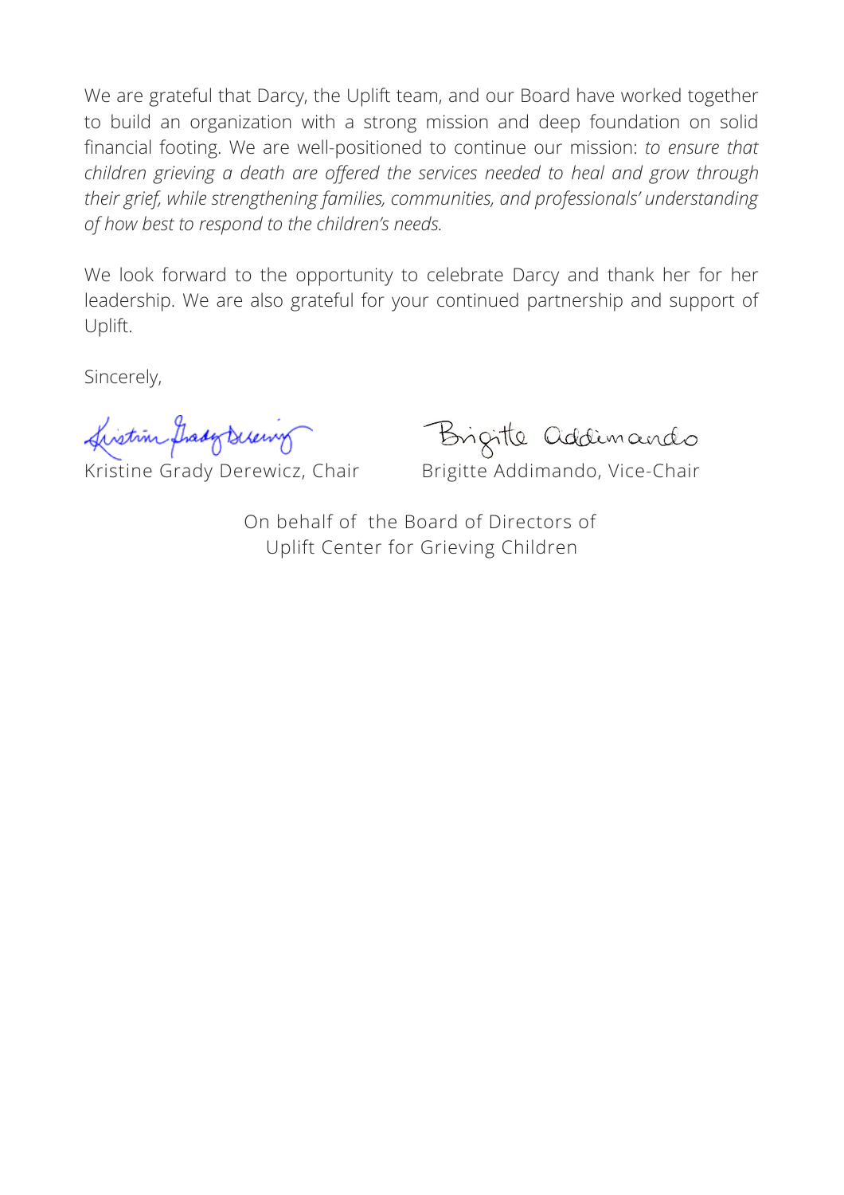We are grateful that Darcy, the Uplift team, and our Board have worked together to build an organization with a strong mission and deep foundation on solid financial footing. We are well-positioned to continue our mission: *to ensure that children grieving a death are offered the services needed to heal and grow through their grief, while strengthening families, communities, and professionals' understanding of how best to respond to the children's needs.*

We look forward to the opportunity to celebrate Darcy and thank her for her leadership. We are also grateful for your continued partnership and support of Uplift.

Sincerely,

Kristine Grady Derewicz, Chair

Brigitte Addimando, Vice-Chair

On behalf of the Board of Directors of
Uplift Center for Grieving Children